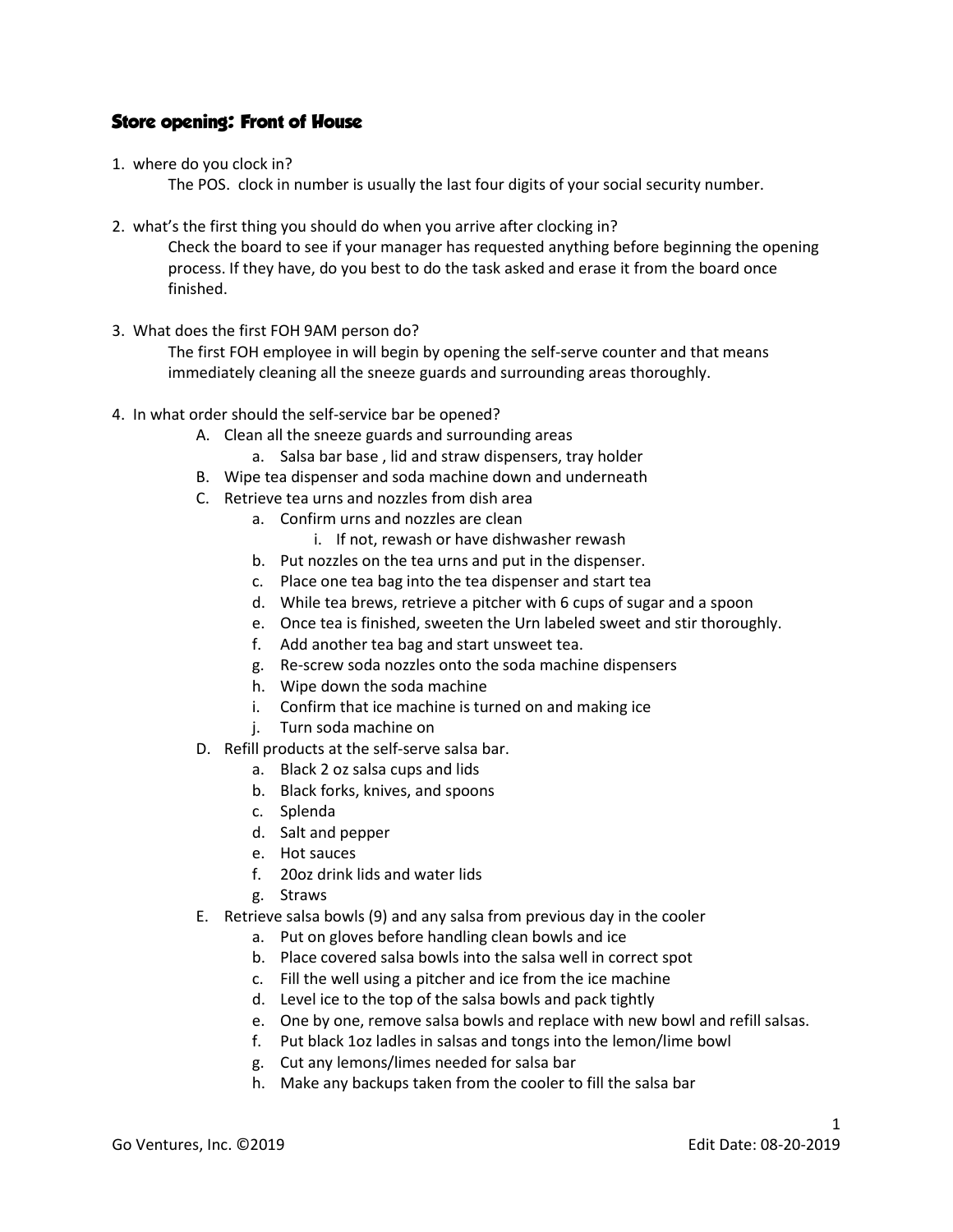## Store opening: Front of House

1. where do you clock in?

   The POS. clock in number is usually the last four digits of your social security number.

2. what's the first thing you should do when you arrive after clocking in?

   Check the board to see if your manager has requested anything before beginning the opening process. If they have, do you best to do the task asked and erase it from the board once finished.

3. What does the first FOH 9AM person do?

   The first FOH employee in will begin by opening the self-serve counter and that means immediately cleaning all the sneeze guards and surrounding areas thoroughly.

4. In what order should the self-service bar be opened?

   A. Clean all the sneeze guards and surrounding areas
      a. Salsa bar base , lid and straw dispensers, tray holder
   B. Wipe tea dispenser and soda machine down and underneath
   C. Retrieve tea urns and nozzles from dish area
      a. Confirm urns and nozzles are clean
         i. If not, rewash or have dishwasher rewash
      b. Put nozzles on the tea urns and put in the dispenser.
      c. Place one tea bag into the tea dispenser and start tea
      d. While tea brews, retrieve a pitcher with 6 cups of sugar and a spoon
      e. Once tea is finished, sweeten the Urn labeled sweet and stir thoroughly.
      f. Add another tea bag and start unsweet tea.
      g. Re-screw soda nozzles onto the soda machine dispensers
      h. Wipe down the soda machine
      i. Confirm that ice machine is turned on and making ice
      j. Turn soda machine on
   D. Refill products at the self-serve salsa bar.
      a. Black 2 oz salsa cups and lids
      b. Black forks, knives, and spoons
      c. Splenda
      d. Salt and pepper
      e. Hot sauces
      f. 20oz drink lids and water lids
      g. Straws
   E. Retrieve salsa bowls (9) and any salsa from previous day in the cooler
      a. Put on gloves before handling clean bowls and ice
      b. Place covered salsa bowls into the salsa well in correct spot
      c. Fill the well using a pitcher and ice from the ice machine
      d. Level ice to the top of the salsa bowls and pack tightly
      e. One by one, remove salsa bowls and replace with new bowl and refill salsas.
      f. Put black 1oz ladles in salsas and tongs into the lemon/lime bowl
      g. Cut any lemons/limes needed for salsa bar
      h. Make any backups taken from the cooler to fill the salsa bar

Go Ventures, Inc. ©2019 Edit Date: 08-20-2019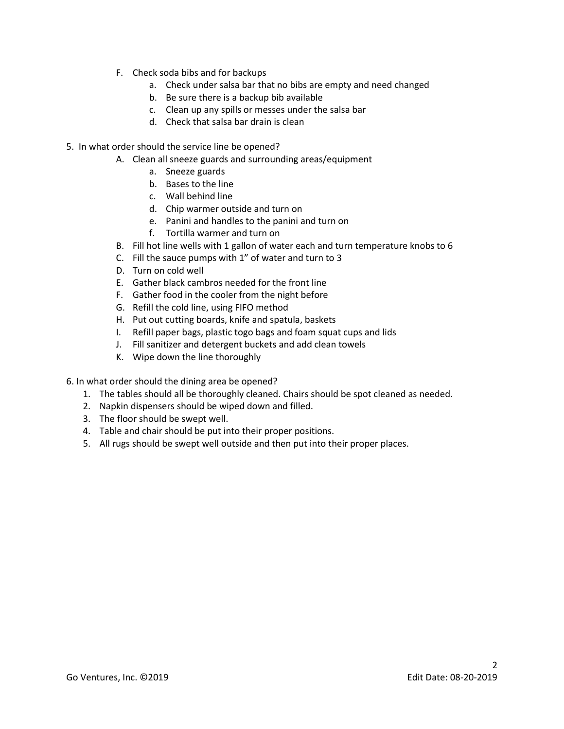F. Check soda bibs and for backups
    a. Check under salsa bar that no bibs are empty and need changed
    b. Be sure there is a backup bib available
    c. Clean up any spills or messes under the salsa bar
    d. Check that salsa bar drain is clean

5. In what order should the service line be opened?

A. Clean all sneeze guards and surrounding areas/equipment
    a. Sneeze guards
    b. Bases to the line
    c. Wall behind line
    d. Chip warmer outside and turn on
    e. Panini and handles to the panini and turn on
    f. Tortilla warmer and turn on

B. Fill hot line wells with 1 gallon of water each and turn temperature knobs to 6

C. Fill the sauce pumps with 1" of water and turn to 3

D. Turn on cold well

E. Gather black cambros needed for the front line

F. Gather food in the cooler from the night before

G. Refill the cold line, using FIFO method

H. Put out cutting boards, knife and spatula, baskets

I. Refill paper bags, plastic togo bags and foam squat cups and lids

J. Fill sanitizer and detergent buckets and add clean towels

K. Wipe down the line thoroughly

6. In what order should the dining area be opened?

1. The tables should all be thoroughly cleaned. Chairs should be spot cleaned as needed.
2. Napkin dispensers should be wiped down and filled.
3. The floor should be swept well.
4. Table and chair should be put into their proper positions.
5. All rugs should be swept well outside and then put into their proper places.

Go Ventures, Inc. ©2019 | Edit Date: 08-20-2019